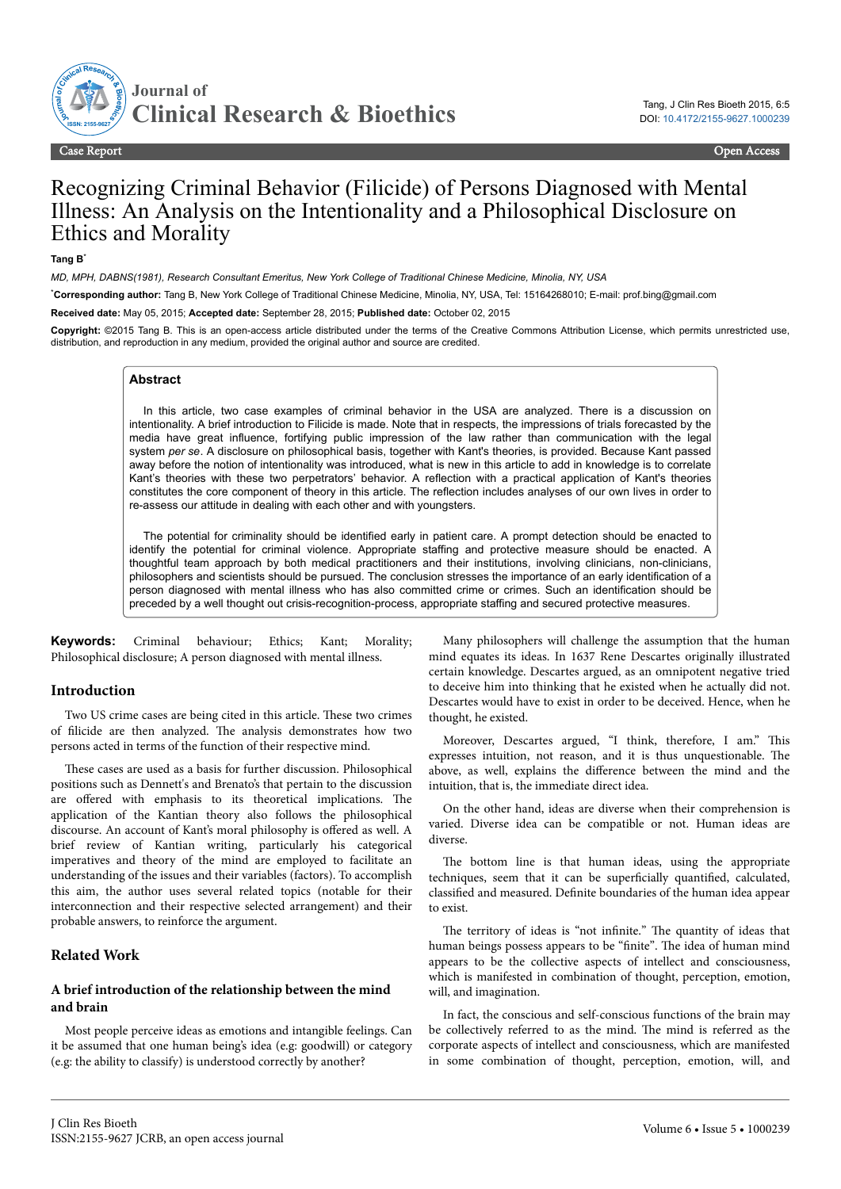Case Report — Open Access

# Recognizing Criminal Behavior (Filicide) of Persons Diagnosed with Mental Illness: An Analysis on the Intentionality and a Philosophical Disclosure on Ethics and Morality

**Tang B***

*MD, MPH, DABNS(1981), Research Consultant Emeritus, New York College of Traditional Chinese Medicine, Minolia, NY, USA*

***Corresponding author:** Tang B, New York College of Traditional Chinese Medicine, Minolia, NY, USA, Tel: 15164268010; E-mail: prof.bing@gmail.com

**Received date:** May 05, 2015; **Accepted date:** September 28, 2015; **Published date:** October 02, 2015

**Copyright:** ©2015 Tang B. This is an open-access article distributed under the terms of the Creative Commons Attribution License, which permits unrestricted use, distribution, and reproduction in any medium, provided the original author and source are credited.

## Abstract

In this article, two case examples of criminal behavior in the USA are analyzed. There is a discussion on intentionality. A brief introduction to Filicide is made. Note that in respects, the impressions of trials forecasted by the media have great influence, fortifying public impression of the law rather than communication with the legal system *per se*. A disclosure on philosophical basis, together with Kant's theories, is provided. Because Kant passed away before the notion of intentionality was introduced, what is new in this article to add in knowledge is to correlate Kant's theories with these two perpetrators' behavior. A reflection with a practical application of Kant's theories constitutes the core component of theory in this article. The reflection includes analyses of our own lives in order to re-assess our attitude in dealing with each other and with youngsters.

The potential for criminality should be identified early in patient care. A prompt detection should be enacted to identify the potential for criminal violence. Appropriate staffing and protective measure should be enacted. A thoughtful team approach by both medical practitioners and their institutions, involving clinicians, non-clinicians, philosophers and scientists should be pursued. The conclusion stresses the importance of an early identification of a person diagnosed with mental illness who has also committed crime or crimes. Such an identification should be preceded by a well thought out crisis-recognition-process, appropriate staffing and secured protective measures.

**Keywords:** Criminal behaviour; Ethics; Kant; Morality; Philosophical disclosure; A person diagnosed with mental illness.

## Introduction

Two US crime cases are being cited in this article. These two crimes of filicide are then analyzed. The analysis demonstrates how two persons acted in terms of the function of their respective mind.

These cases are used as a basis for further discussion. Philosophical positions such as Dennett's and Brenato's that pertain to the discussion are offered with emphasis to its theoretical implications. The application of the Kantian theory also follows the philosophical discourse. An account of Kant's moral philosophy is offered as well. A brief review of Kantian writing, particularly his categorical imperatives and theory of the mind are employed to facilitate an understanding of the issues and their variables (factors). To accomplish this aim, the author uses several related topics (notable for their interconnection and their respective selected arrangement) and their probable answers, to reinforce the argument.

## Related Work

### A brief introduction of the relationship between the mind and brain

Most people perceive ideas as emotions and intangible feelings. Can it be assumed that one human being's idea (e.g: goodwill) or category (e.g: the ability to classify) is understood correctly by another?

Many philosophers will challenge the assumption that the human mind equates its ideas. In 1637 Rene Descartes originally illustrated certain knowledge. Descartes argued, as an omnipotent negative tried to deceive him into thinking that he existed when he actually did not. Descartes would have to exist in order to be deceived. Hence, when he thought, he existed.

Moreover, Descartes argued, "I think, therefore, I am." This expresses intuition, not reason, and it is thus unquestionable. The above, as well, explains the difference between the mind and the intuition, that is, the immediate direct idea.

On the other hand, ideas are diverse when their comprehension is varied. Diverse idea can be compatible or not. Human ideas are diverse.

The bottom line is that human ideas, using the appropriate techniques, seem that it can be superficially quantified, calculated, classified and measured. Definite boundaries of the human idea appear to exist.

The territory of ideas is "not infinite." The quantity of ideas that human beings possess appears to be "finite". The idea of human mind appears to be the collective aspects of intellect and consciousness, which is manifested in combination of thought, perception, emotion, will, and imagination.

In fact, the conscious and self-conscious functions of the brain may be collectively referred to as the mind. The mind is referred to as the corporate aspects of intellect and consciousness, which are manifested in some combination of thought, perception, emotion, will, and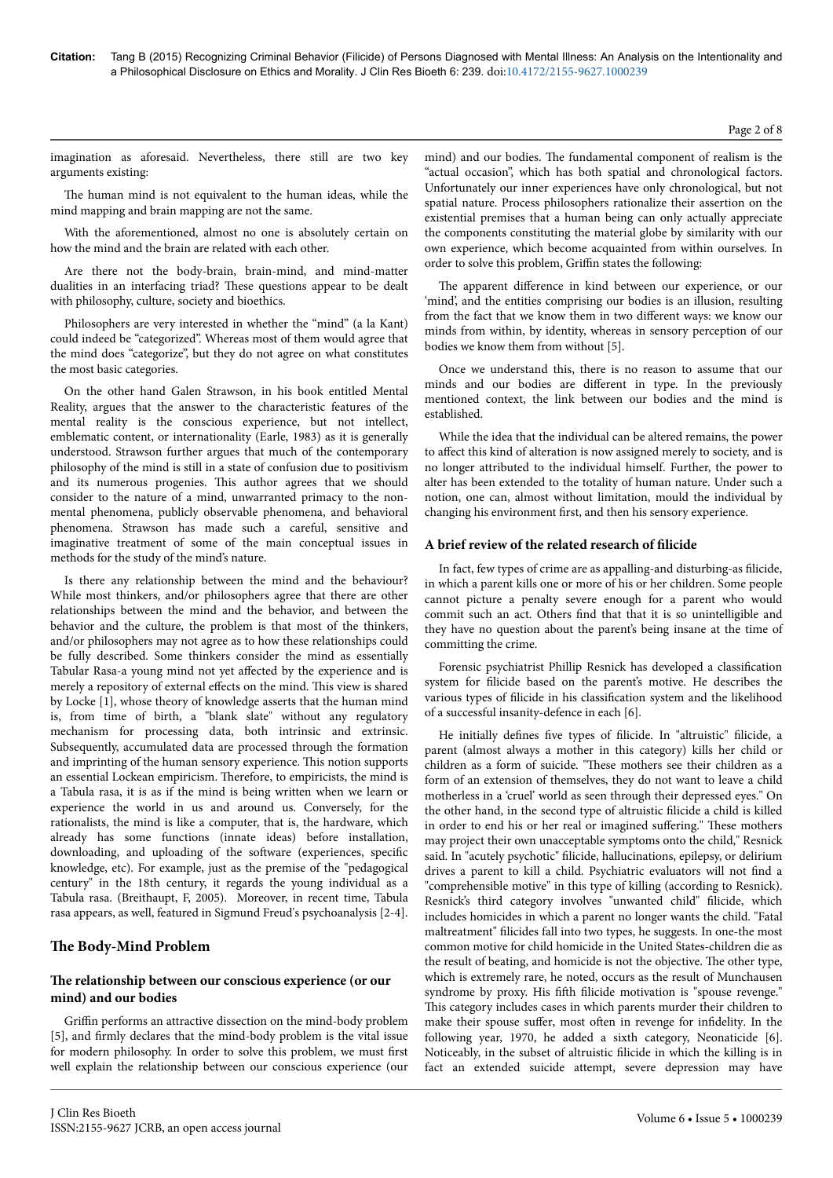imagination as aforesaid. Nevertheless, there still are two key arguments existing:

The human mind is not equivalent to the human ideas, while the mind mapping and brain mapping are not the same.

With the aforementioned, almost no one is absolutely certain on how the mind and the brain are related with each other.

Are there not the body-brain, brain-mind, and mind-matter dualities in an interfacing triad? These questions appear to be dealt with philosophy, culture, society and bioethics.

Philosophers are very interested in whether the "mind" (a la Kant) could indeed be "categorized". Whereas most of them would agree that the mind does "categorize", but they do not agree on what constitutes the most basic categories.

On the other hand Galen Strawson, in his book entitled Mental Reality, argues that the answer to the characteristic features of the mental reality is the conscious experience, but not intellect, emblematic content, or internationality (Earle, 1983) as it is generally understood. Strawson further argues that much of the contemporary philosophy of the mind is still in a state of confusion due to positivism and its numerous progenies. This author agrees that we should consider to the nature of a mind, unwarranted primacy to the non-mental phenomena, publicly observable phenomena, and behavioral phenomena. Strawson has made such a careful, sensitive and imaginative treatment of some of the main conceptual issues in methods for the study of the mind's nature.

Is there any relationship between the mind and the behaviour? While most thinkers, and/or philosophers agree that there are other relationships between the mind and the behavior, and between the behavior and the culture, the problem is that most of the thinkers, and/or philosophers may not agree as to how these relationships could be fully described. Some thinkers consider the mind as essentially Tabular Rasa-a young mind not yet affected by the experience and is merely a repository of external effects on the mind. This view is shared by Locke [1], whose theory of knowledge asserts that the human mind is, from time of birth, a "blank slate" without any regulatory mechanism for processing data, both intrinsic and extrinsic. Subsequently, accumulated data are processed through the formation and imprinting of the human sensory experience. This notion supports an essential Lockean empiricism. Therefore, to empiricists, the mind is a Tabula rasa, it is as if the mind is being written when we learn or experience the world in us and around us. Conversely, for the rationalists, the mind is like a computer, that is, the hardware, which already has some functions (innate ideas) before installation, downloading, and uploading of the software (experiences, specific knowledge, etc). For example, just as the premise of the "pedagogical century" in the 18th century, it regards the young individual as a Tabula rasa. (Breithaupt, F, 2005). Moreover, in recent time, Tabula rasa appears, as well, featured in Sigmund Freud's psychoanalysis [2-4].

## The Body-Mind Problem

### The relationship between our conscious experience (or our mind) and our bodies

Griffin performs an attractive dissection on the mind-body problem [5], and firmly declares that the mind-body problem is the vital issue for modern philosophy. In order to solve this problem, we must first well explain the relationship between our conscious experience (our mind) and our bodies. The fundamental component of realism is the "actual occasion", which has both spatial and chronological factors. Unfortunately our inner experiences have only chronological, but not spatial nature. Process philosophers rationalize their assertion on the existential premises that a human being can only actually appreciate the components constituting the material globe by similarity with our own experience, which become acquainted from within ourselves. In order to solve this problem, Griffin states the following:

The apparent difference in kind between our experience, or our 'mind', and the entities comprising our bodies is an illusion, resulting from the fact that we know them in two different ways: we know our minds from within, by identity, whereas in sensory perception of our bodies we know them from without [5].

Once we understand this, there is no reason to assume that our minds and our bodies are different in type. In the previously mentioned context, the link between our bodies and the mind is established.

While the idea that the individual can be altered remains, the power to affect this kind of alteration is now assigned merely to society, and is no longer attributed to the individual himself. Further, the power to alter has been extended to the totality of human nature. Under such a notion, one can, almost without limitation, mould the individual by changing his environment first, and then his sensory experience.

### A brief review of the related research of filicide

In fact, few types of crime are as appalling-and disturbing-as filicide, in which a parent kills one or more of his or her children. Some people cannot picture a penalty severe enough for a parent who would commit such an act. Others find that that it is so unintelligible and they have no question about the parent's being insane at the time of committing the crime.

Forensic psychiatrist Phillip Resnick has developed a classification system for filicide based on the parent's motive. He describes the various types of filicide in his classification system and the likelihood of a successful insanity-defence in each [6].

He initially defines five types of filicide. In "altruistic" filicide, a parent (almost always a mother in this category) kills her child or children as a form of suicide. "These mothers see their children as a form of an extension of themselves, they do not want to leave a child motherless in a 'cruel' world as seen through their depressed eyes." On the other hand, in the second type of altruistic filicide a child is killed in order to end his or her real or imagined suffering." These mothers may project their own unacceptable symptoms onto the child," Resnick said. In "acutely psychotic" filicide, hallucinations, epilepsy, or delirium drives a parent to kill a child. Psychiatric evaluators will not find a "comprehensible motive" in this type of killing (according to Resnick). Resnick's third category involves "unwanted child" filicide, which includes homicides in which a parent no longer wants the child. "Fatal maltreatment" filicides fall into two types, he suggests. In one-the most common motive for child homicide in the United States-children die as the result of beating, and homicide is not the objective. The other type, which is extremely rare, he noted, occurs as the result of Munchausen syndrome by proxy. His fifth filicide motivation is "spouse revenge." This category includes cases in which parents murder their children to make their spouse suffer, most often in revenge for infidelity. In the following year, 1970, he added a sixth category, Neonaticide [6]. Noticeably, in the subset of altruistic filicide in which the killing is in fact an extended suicide attempt, severe depression may have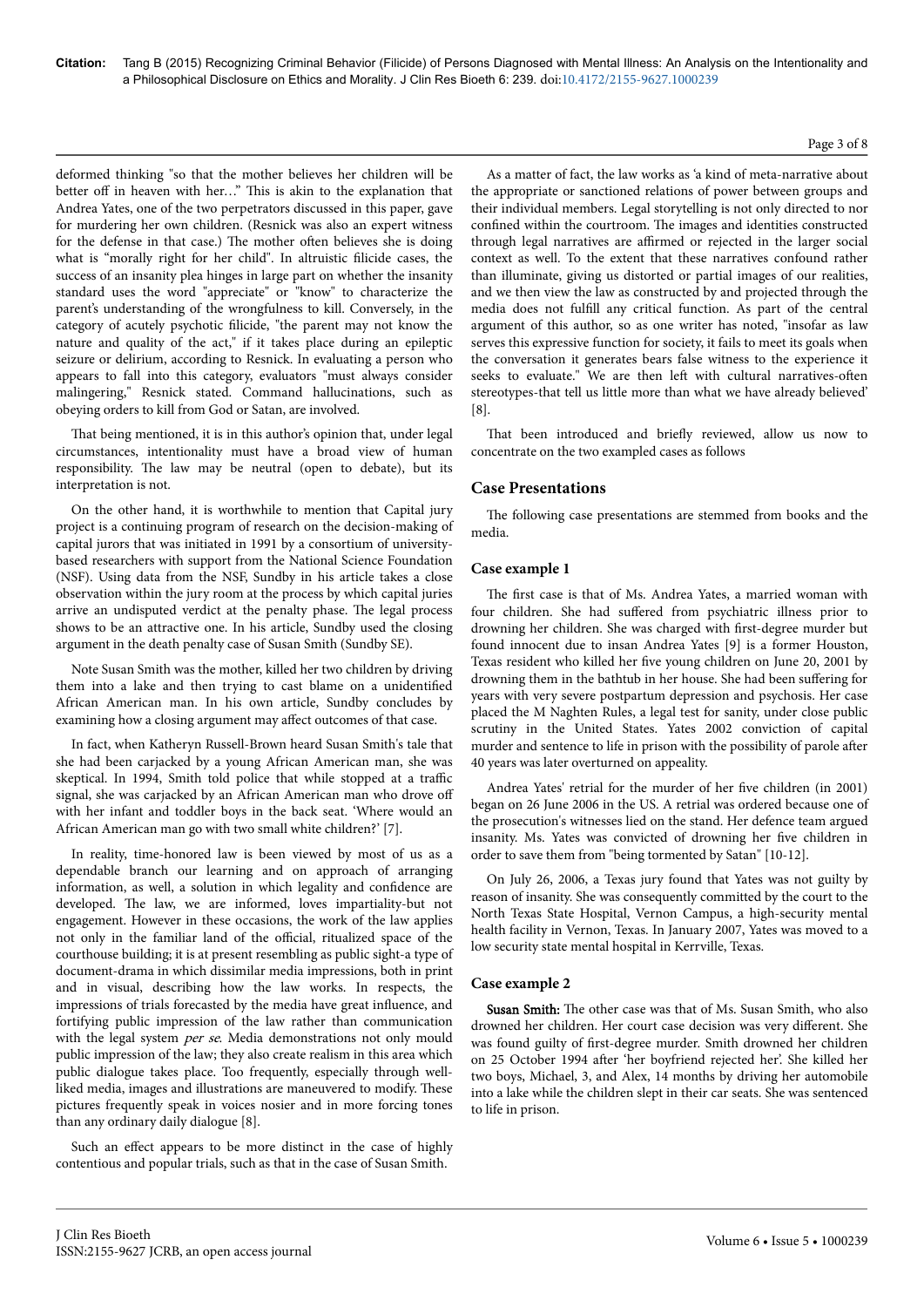deformed thinking "so that the mother believes her children will be better off in heaven with her…" This is akin to the explanation that Andrea Yates, one of the two perpetrators discussed in this paper, gave for murdering her own children. (Resnick was also an expert witness for the defense in that case.) The mother often believes she is doing what is "morally right for her child". In altruistic filicide cases, the success of an insanity plea hinges in large part on whether the insanity standard uses the word "appreciate" or "know" to characterize the parent's understanding of the wrongfulness to kill. Conversely, in the category of acutely psychotic filicide, "the parent may not know the nature and quality of the act," if it takes place during an epileptic seizure or delirium, according to Resnick. In evaluating a person who appears to fall into this category, evaluators "must always consider malingering," Resnick stated. Command hallucinations, such as obeying orders to kill from God or Satan, are involved.

That being mentioned, it is in this author's opinion that, under legal circumstances, intentionality must have a broad view of human responsibility. The law may be neutral (open to debate), but its interpretation is not.

On the other hand, it is worthwhile to mention that Capital jury project is a continuing program of research on the decision-making of capital jurors that was initiated in 1991 by a consortium of university-based researchers with support from the National Science Foundation (NSF). Using data from the NSF, Sundby in his article takes a close observation within the jury room at the process by which capital juries arrive an undisputed verdict at the penalty phase. The legal process shows to be an attractive one. In his article, Sundby used the closing argument in the death penalty case of Susan Smith (Sundby SE).

Note Susan Smith was the mother, killed her two children by driving them into a lake and then trying to cast blame on a unidentified African American man. In his own article, Sundby concludes by examining how a closing argument may affect outcomes of that case.

In fact, when Katheryn Russell-Brown heard Susan Smith's tale that she had been carjacked by a young African American man, she was skeptical. In 1994, Smith told police that while stopped at a traffic signal, she was carjacked by an African American man who drove off with her infant and toddler boys in the back seat. 'Where would an African American man go with two small white children?' [7].

In reality, time-honored law is been viewed by most of us as a dependable branch our learning and on approach of arranging information, as well, a solution in which legality and confidence are developed. The law, we are informed, loves impartiality-but not engagement. However in these occasions, the work of the law applies not only in the familiar land of the official, ritualized space of the courthouse building; it is at present resembling as public sight-a type of document-drama in which dissimilar media impressions, both in print and in visual, describing how the law works. In respects, the impressions of trials forecasted by the media have great influence, and fortifying public impression of the law rather than communication with the legal system *per se*. Media demonstrations not only mould public impression of the law; they also create realism in this area which public dialogue takes place. Too frequently, especially through well-liked media, images and illustrations are maneuvered to modify. These pictures frequently speak in voices nosier and in more forcing tones than any ordinary daily dialogue [8].

Such an effect appears to be more distinct in the case of highly contentious and popular trials, such as that in the case of Susan Smith.

As a matter of fact, the law works as 'a kind of meta-narrative about the appropriate or sanctioned relations of power between groups and their individual members. Legal storytelling is not only directed to nor confined within the courtroom. The images and identities constructed through legal narratives are affirmed or rejected in the larger social context as well. To the extent that these narratives confound rather than illuminate, giving us distorted or partial images of our realities, and we then view the law as constructed by and projected through the media does not fulfill any critical function. As part of the central argument of this author, so as one writer has noted, "insofar as law serves this expressive function for society, it fails to meet its goals when the conversation it generates bears false witness to the experience it seeks to evaluate." We are then left with cultural narratives-often stereotypes-that tell us little more than what we have already believed' [8].

That been introduced and briefly reviewed, allow us now to concentrate on the two exampled cases as follows

## Case Presentations

The following case presentations are stemmed from books and the media.

### Case example 1

The first case is that of Ms. Andrea Yates, a married woman with four children. She had suffered from psychiatric illness prior to drowning her children. She was charged with first-degree murder but found innocent due to insan Andrea Yates [9] is a former Houston, Texas resident who killed her five young children on June 20, 2001 by drowning them in the bathtub in her house. She had been suffering for years with very severe postpartum depression and psychosis. Her case placed the M Naghten Rules, a legal test for sanity, under close public scrutiny in the United States. Yates 2002 conviction of capital murder and sentence to life in prison with the possibility of parole after 40 years was later overturned on appeality.

Andrea Yates' retrial for the murder of her five children (in 2001) began on 26 June 2006 in the US. A retrial was ordered because one of the prosecution's witnesses lied on the stand. Her defence team argued insanity. Ms. Yates was convicted of drowning her five children in order to save them from "being tormented by Satan" [10-12].

On July 26, 2006, a Texas jury found that Yates was not guilty by reason of insanity. She was consequently committed by the court to the North Texas State Hospital, Vernon Campus, a high-security mental health facility in Vernon, Texas. In January 2007, Yates was moved to a low security state mental hospital in Kerrville, Texas.

### Case example 2

**Susan Smith:** The other case was that of Ms. Susan Smith, who also drowned her children. Her court case decision was very different. She was found guilty of first-degree murder. Smith drowned her children on 25 October 1994 after 'her boyfriend rejected her'. She killed her two boys, Michael, 3, and Alex, 14 months by driving her automobile into a lake while the children slept in their car seats. She was sentenced to life in prison.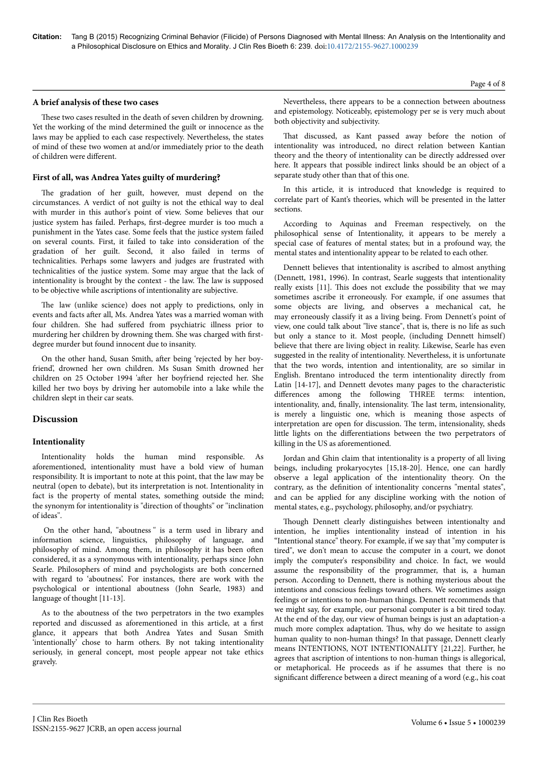### A brief analysis of these two cases

These two cases resulted in the death of seven children by drowning. Yet the working of the mind determined the guilt or innocence as the laws may be applied to each case respectively. Nevertheless, the states of mind of these two women at and/or immediately prior to the death of children were different.

### First of all, was Andrea Yates guilty of murdering?

The gradation of her guilt, however, must depend on the circumstances. A verdict of not guilty is not the ethical way to deal with murder in this author's point of view. Some believes that our justice system has failed. Perhaps, first-degree murder is too much a punishment in the Yates case. Some feels that the justice system failed on several counts. First, it failed to take into consideration of the gradation of her guilt. Second, it also failed in terms of technicalities. Perhaps some lawyers and judges are frustrated with technicalities of the justice system. Some may argue that the lack of intentionality is brought by the context - the law. The law is supposed to be objective while ascriptions of intentionality are subjective.

The law (unlike science) does not apply to predictions, only in events and facts after all, Ms. Andrea Yates was a married woman with four children. She had suffered from psychiatric illness prior to murdering her children by drowning them. She was charged with first-degree murder but found innocent due to insanity.

On the other hand, Susan Smith, after being 'rejected by her boy-friend', drowned her own children. Ms Susan Smith drowned her children on 25 October 1994 'after her boyfriend rejected her. She killed her two boys by driving her automobile into a lake while the children slept in their car seats.

## Discussion

### Intentionality

Intentionality holds the human mind responsible. As aforementioned, intentionality must have a bold view of human responsibility. It is important to note at this point, that the law may be neutral (open to debate), but its interpretation is not. Intentionality in fact is the property of mental states, something outside the mind; the synonym for intentionality is "direction of thoughts" or "inclination of ideas".

On the other hand, "aboutness " is a term used in library and information science, linguistics, philosophy of language, and philosophy of mind. Among them, in philosophy it has been often considered, it as a synonymous with intentionality, perhaps since John Searle. Philosophers of mind and psychologists are both concerned with regard to 'aboutness'. For instances, there are work with the psychological or intentional aboutness (John Searle, 1983) and language of thought [11-13].

As to the aboutness of the two perpetrators in the two examples reported and discussed as aforementioned in this article, at a first glance, it appears that both Andrea Yates and Susan Smith 'intentionally' chose to harm others. By not taking intentionality seriously, in general concept, most people appear not take ethics gravely.

Nevertheless, there appears to be a connection between aboutness and epistemology. Noticeably, epistemology per se is very much about both objectivity and subjectivity.

That discussed, as Kant passed away before the notion of intentionality was introduced, no direct relation between Kantian theory and the theory of intentionality can be directly addressed over here. It appears that possible indirect links should be an object of a separate study other than that of this one.

In this article, it is introduced that knowledge is required to correlate part of Kant's theories, which will be presented in the latter sections.

According to Aquinas and Freeman respectively, on the philosophical sense of Intentionality, it appears to be merely a special case of features of mental states; but in a profound way, the mental states and intentionality appear to be related to each other.

Dennett believes that intentionality is ascribed to almost anything (Dennett, 1981, 1996). In contrast, Searle suggests that intentionality really exists [11]. This does not exclude the possibility that we may sometimes ascribe it erroneously. For example, if one assumes that some objects are living, and observes a mechanical cat, he may erroneously classify it as a living being. From Dennett's point of view, one could talk about "live stance", that is, there is no life as such but only a stance to it. Most people, (including Dennett himself) believe that there are living object in reality. Likewise, Searle has even suggested in the reality of intentionality. Nevertheless, it is unfortunate that the two words, intention and intentionality, are so similar in English. Brentano introduced the term intentionality directly from Latin [14-17], and Dennett devotes many pages to the characteristic differences among the following THREE terms: intention, intentionality, and, finally, intensionality. The last term, intensionality, is merely a linguistic one, which is meaning those aspects of interpretation are open for discussion. The term, intensionality, sheds little lights on the differentiations between the two perpetrators of killing in the US as aforementioned.

Jordan and Ghin claim that intentionality is a property of all living beings, including prokaryocytes [15,18-20]. Hence, one can hardly observe a legal application of the intentionality theory. On the contrary, as the definition of intentionality concerns "mental states", and can be applied for any discipline working with the notion of mental states, e.g., psychology, philosophy, and/or psychiatry.

Though Dennett clearly distinguishes between intentionalty and intention, he implies intentionality instead of intention in his "Intentional stance" theory. For example, if we say that "my computer is tired", we don't mean to accuse the computer in a court, we donot imply the computer's responsibility and choice. In fact, we would assume the responsibility of the programmer, that is, a human person. According to Dennett, there is nothing mysterious about the intentions and conscious feelings toward others. We sometimes assign feelings or intentions to non-human things. Dennett recommends that we might say, for example, our personal computer is a bit tired today. At the end of the day, our view of human beings is just an adaptation-a much more complex adaptation. Thus, why do we hesitate to assign human quality to non-human things? In that passage, Dennett clearly means INTENTIONS, NOT INTENTIONALITY [21,22]. Further, he agrees that ascription of intentions to non-human things is allegorical, or metaphorical. He proceeds as if he assumes that there is no significant difference between a direct meaning of a word (e.g., his coat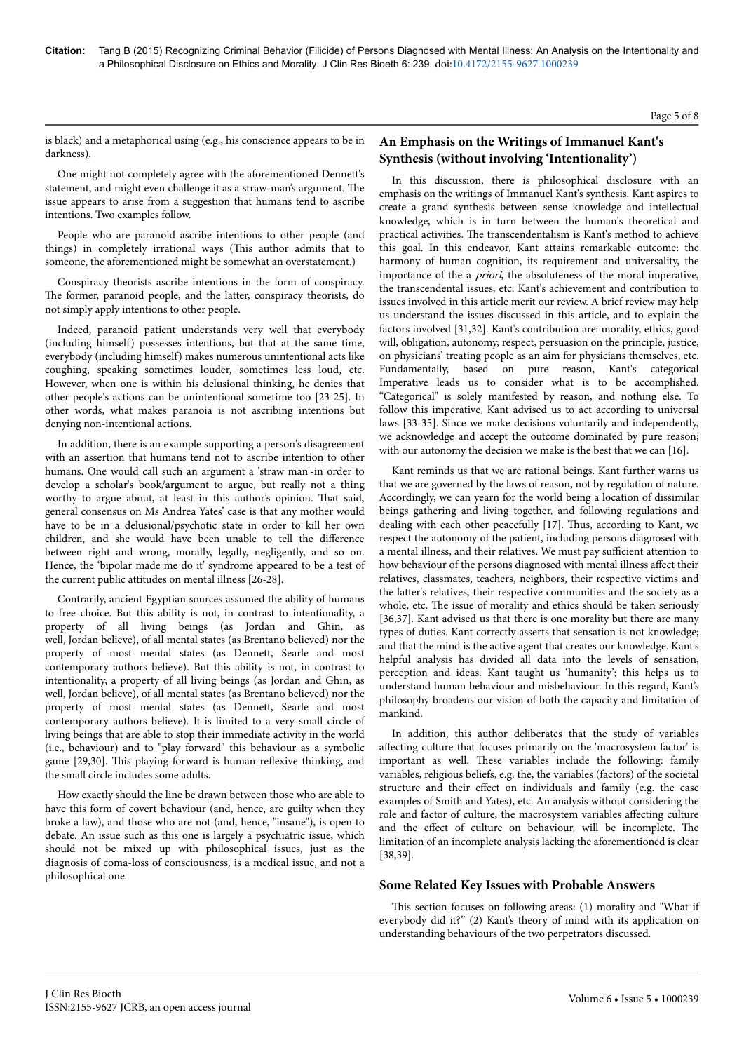is black) and a metaphorical using (e.g., his conscience appears to be in darkness).

One might not completely agree with the aforementioned Dennett's statement, and might even challenge it as a straw-man's argument. The issue appears to arise from a suggestion that humans tend to ascribe intentions. Two examples follow.

People who are paranoid ascribe intentions to other people (and things) in completely irrational ways (This author admits that to someone, the aforementioned might be somewhat an overstatement.)

Conspiracy theorists ascribe intentions in the form of conspiracy. The former, paranoid people, and the latter, conspiracy theorists, do not simply apply intentions to other people.

Indeed, paranoid patient understands very well that everybody (including himself) possesses intentions, but that at the same time, everybody (including himself) makes numerous unintentional acts like coughing, speaking sometimes louder, sometimes less loud, etc. However, when one is within his delusional thinking, he denies that other people's actions can be unintentional sometime too [23-25]. In other words, what makes paranoia is not ascribing intentions but denying non-intentional actions.

In addition, there is an example supporting a person's disagreement with an assertion that humans tend not to ascribe intention to other humans. One would call such an argument a 'straw man'-in order to develop a scholar's book/argument to argue, but really not a thing worthy to argue about, at least in this author's opinion. That said, general consensus on Ms Andrea Yates' case is that any mother would have to be in a delusional/psychotic state in order to kill her own children, and she would have been unable to tell the difference between right and wrong, morally, legally, negligently, and so on. Hence, the 'bipolar made me do it' syndrome appeared to be a test of the current public attitudes on mental illness [26-28].

Contrarily, ancient Egyptian sources assumed the ability of humans to free choice. But this ability is not, in contrast to intentionality, a property of all living beings (as Jordan and Ghin, as well, Jordan believe), of all mental states (as Brentano believed) nor the property of most mental states (as Dennett, Searle and most contemporary authors believe). But this ability is not, in contrast to intentionality, a property of all living beings (as Jordan and Ghin, as well, Jordan believe), of all mental states (as Brentano believed) nor the property of most mental states (as Dennett, Searle and most contemporary authors believe). It is limited to a very small circle of living beings that are able to stop their immediate activity in the world (i.e., behaviour) and to "play forward" this behaviour as a symbolic game [29,30]. This playing-forward is human reflexive thinking, and the small circle includes some adults.

How exactly should the line be drawn between those who are able to have this form of covert behaviour (and, hence, are guilty when they broke a law), and those who are not (and, hence, "insane"), is open to debate. An issue such as this one is largely a psychiatric issue, which should not be mixed up with philosophical issues, just as the diagnosis of coma-loss of consciousness, is a medical issue, and not a philosophical one.

## An Emphasis on the Writings of Immanuel Kant's Synthesis (without involving 'Intentionality')

In this discussion, there is philosophical disclosure with an emphasis on the writings of Immanuel Kant's synthesis. Kant aspires to create a grand synthesis between sense knowledge and intellectual knowledge, which is in turn between the human's theoretical and practical activities. The transcendentalism is Kant's method to achieve this goal. In this endeavor, Kant attains remarkable outcome: the harmony of human cognition, its requirement and universality, the importance of the a *priori*, the absoluteness of the moral imperative, the transcendental issues, etc. Kant's achievement and contribution to issues involved in this article merit our review. A brief review may help us understand the issues discussed in this article, and to explain the factors involved [31,32]. Kant's contribution are: morality, ethics, good will, obligation, autonomy, respect, persuasion on the principle, justice, on physicians' treating people as an aim for physicians themselves, etc. Fundamentally, based on pure reason, Kant's categorical Imperative leads us to consider what is to be accomplished. "Categorical" is solely manifested by reason, and nothing else. To follow this imperative, Kant advised us to act according to universal laws [33-35]. Since we make decisions voluntarily and independently, we acknowledge and accept the outcome dominated by pure reason; with our autonomy the decision we make is the best that we can [16].

Kant reminds us that we are rational beings. Kant further warns us that we are governed by the laws of reason, not by regulation of nature. Accordingly, we can yearn for the world being a location of dissimilar beings gathering and living together, and following regulations and dealing with each other peacefully [17]. Thus, according to Kant, we respect the autonomy of the patient, including persons diagnosed with a mental illness, and their relatives. We must pay sufficient attention to how behaviour of the persons diagnosed with mental illness affect their relatives, classmates, teachers, neighbors, their respective victims and the latter's relatives, their respective communities and the society as a whole, etc. The issue of morality and ethics should be taken seriously [36,37]. Kant advised us that there is one morality but there are many types of duties. Kant correctly asserts that sensation is not knowledge; and that the mind is the active agent that creates our knowledge. Kant's helpful analysis has divided all data into the levels of sensation, perception and ideas. Kant taught us 'humanity'; this helps us to understand human behaviour and misbehaviour. In this regard, Kant's philosophy broadens our vision of both the capacity and limitation of mankind.

In addition, this author deliberates that the study of variables affecting culture that focuses primarily on the 'macrosystem factor' is important as well. These variables include the following: family variables, religious beliefs, e.g. the, the variables (factors) of the societal structure and their effect on individuals and family (e.g. the case examples of Smith and Yates), etc. An analysis without considering the role and factor of culture, the macrosystem variables affecting culture and the effect of culture on behaviour, will be incomplete. The limitation of an incomplete analysis lacking the aforementioned is clear [38,39].

## Some Related Key Issues with Probable Answers

This section focuses on following areas: (1) morality and "What if everybody did it?" (2) Kant's theory of mind with its application on understanding behaviours of the two perpetrators discussed.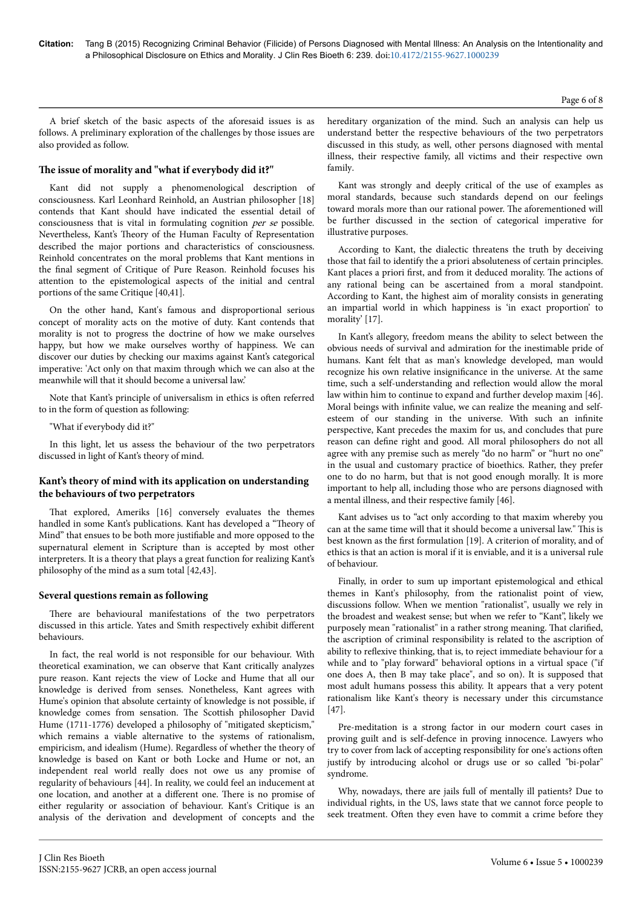A brief sketch of the basic aspects of the aforesaid issues is as follows. A preliminary exploration of the challenges by those issues are also provided as follow.

### The issue of morality and "what if everybody did it?"

Kant did not supply a phenomenological description of consciousness. Karl Leonhard Reinhold, an Austrian philosopher [18] contends that Kant should have indicated the essential detail of consciousness that is vital in formulating cognition *per se* possible. Nevertheless, Kant's Theory of the Human Faculty of Representation described the major portions and characteristics of consciousness. Reinhold concentrates on the moral problems that Kant mentions in the final segment of Critique of Pure Reason. Reinhold focuses his attention to the epistemological aspects of the initial and central portions of the same Critique [40,41].

On the other hand, Kant's famous and disproportional serious concept of morality acts on the motive of duty. Kant contends that morality is not to progress the doctrine of how we make ourselves happy, but how we make ourselves worthy of happiness. We can discover our duties by checking our maxims against Kant's categorical imperative: 'Act only on that maxim through which we can also at the meanwhile will that it should become a universal law.'

Note that Kant's principle of universalism in ethics is often referred to in the form of question as following:

"What if everybody did it?"

In this light, let us assess the behaviour of the two perpetrators discussed in light of Kant's theory of mind.

### Kant's theory of mind with its application on understanding the behaviours of two perpetrators

That explored, Ameriks [16] conversely evaluates the themes handled in some Kant's publications. Kant has developed a "Theory of Mind" that ensues to be both more justifiable and more opposed to the supernatural element in Scripture than is accepted by most other interpreters. It is a theory that plays a great function for realizing Kant's philosophy of the mind as a sum total [42,43].

### Several questions remain as following

There are behavioural manifestations of the two perpetrators discussed in this article. Yates and Smith respectively exhibit different behaviours.

In fact, the real world is not responsible for our behaviour. With theoretical examination, we can observe that Kant critically analyzes pure reason. Kant rejects the view of Locke and Hume that all our knowledge is derived from senses. Nonetheless, Kant agrees with Hume's opinion that absolute certainty of knowledge is not possible, if knowledge comes from sensation. The Scottish philosopher David Hume (1711-1776) developed a philosophy of "mitigated skepticism," which remains a viable alternative to the systems of rationalism, empiricism, and idealism (Hume). Regardless of whether the theory of knowledge is based on Kant or both Locke and Hume or not, an independent real world really does not owe us any promise of regularity of behaviours [44]. In reality, we could feel an inducement at one location, and another at a different one. There is no promise of either regularity or association of behaviour. Kant's Critique is an analysis of the derivation and development of concepts and the hereditary organization of the mind. Such an analysis can help us understand better the respective behaviours of the two perpetrators discussed in this study, as well, other persons diagnosed with mental illness, their respective family, all victims and their respective own family.

Kant was strongly and deeply critical of the use of examples as moral standards, because such standards depend on our feelings toward morals more than our rational power. The aforementioned will be further discussed in the section of categorical imperative for illustrative purposes.

According to Kant, the dialectic threatens the truth by deceiving those that fail to identify the a priori absoluteness of certain principles. Kant places a priori first, and from it deduced morality. The actions of any rational being can be ascertained from a moral standpoint. According to Kant, the highest aim of morality consists in generating an impartial world in which happiness is 'in exact proportion' to morality' [17].

In Kant's allegory, freedom means the ability to select between the obvious needs of survival and admiration for the inestimable pride of humans. Kant felt that as man's knowledge developed, man would recognize his own relative insignificance in the universe. At the same time, such a self-understanding and reflection would allow the moral law within him to continue to expand and further develop maxim [46]. Moral beings with infinite value, we can realize the meaning and self-esteem of our standing in the universe. With such an infinite perspective, Kant precedes the maxim for us, and concludes that pure reason can define right and good. All moral philosophers do not all agree with any premise such as merely "do no harm" or "hurt no one" in the usual and customary practice of bioethics. Rather, they prefer one to do no harm, but that is not good enough morally. It is more important to help all, including those who are persons diagnosed with a mental illness, and their respective family [46].

Kant advises us to "act only according to that maxim whereby you can at the same time will that it should become a universal law." This is best known as the first formulation [19]. A criterion of morality, and of ethics is that an action is moral if it is enviable, and it is a universal rule of behaviour.

Finally, in order to sum up important epistemological and ethical themes in Kant's philosophy, from the rationalist point of view, discussions follow. When we mention "rationalist", usually we rely in the broadest and weakest sense; but when we refer to "Kant", likely we purposely mean "rationalist" in a rather strong meaning. That clarified, the ascription of criminal responsibility is related to the ascription of ability to reflexive thinking, that is, to reject immediate behaviour for a while and to "play forward" behavioral options in a virtual space ("if one does A, then B may take place", and so on). It is supposed that most adult humans possess this ability. It appears that a very potent rationalism like Kant's theory is necessary under this circumstance [47].

Pre-meditation is a strong factor in our modern court cases in proving guilt and is self-defence in proving innocence. Lawyers who try to cover from lack of accepting responsibility for one's actions often justify by introducing alcohol or drugs use or so called "bi-polar" syndrome.

Why, nowadays, there are jails full of mentally ill patients? Due to individual rights, in the US, laws state that we cannot force people to seek treatment. Often they even have to commit a crime before they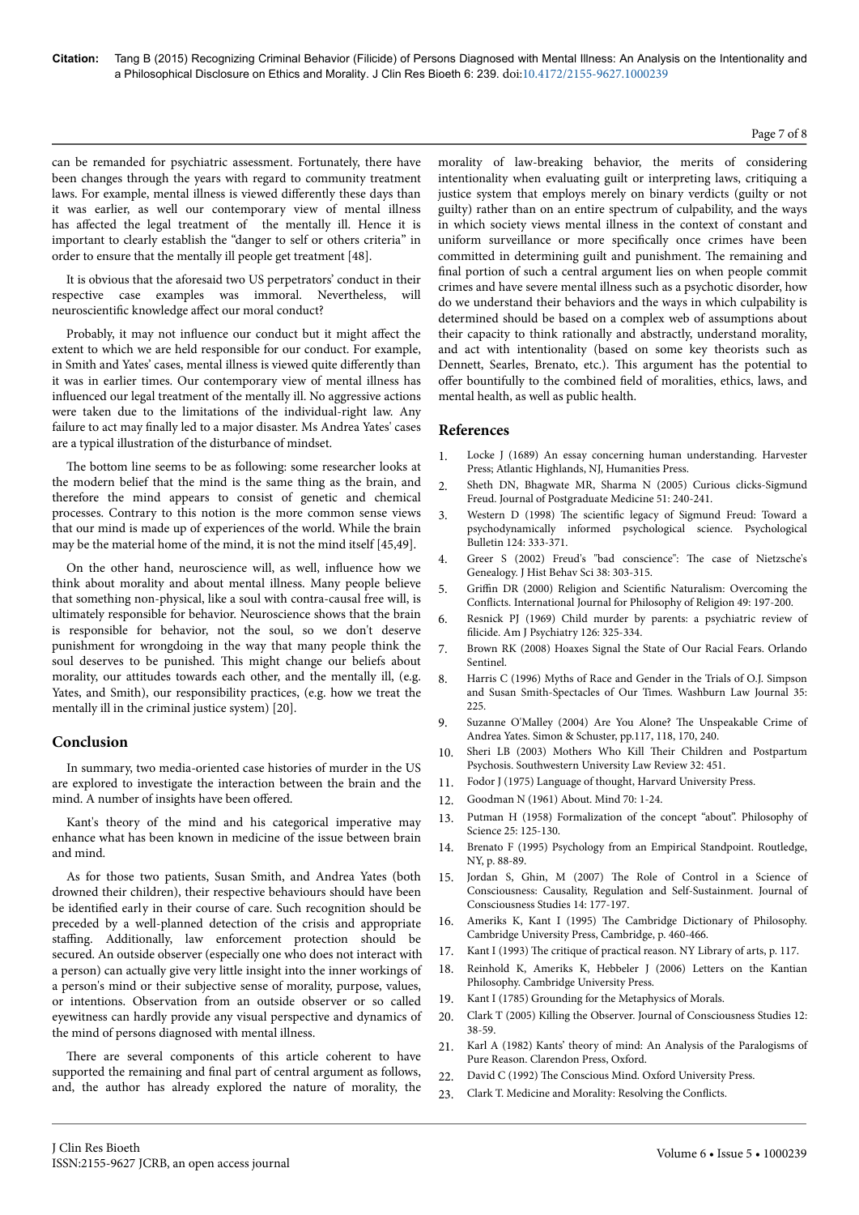can be remanded for psychiatric assessment. Fortunately, there have been changes through the years with regard to community treatment laws. For example, mental illness is viewed differently these days than it was earlier, as well our contemporary view of mental illness has affected the legal treatment of the mentally ill. Hence it is important to clearly establish the "danger to self or others criteria" in order to ensure that the mentally ill people get treatment [48].

It is obvious that the aforesaid two US perpetrators' conduct in their respective case examples was immoral. Nevertheless, will neuroscientific knowledge affect our moral conduct?

Probably, it may not influence our conduct but it might affect the extent to which we are held responsible for our conduct. For example, in Smith and Yates' cases, mental illness is viewed quite differently than it was in earlier times. Our contemporary view of mental illness has influenced our legal treatment of the mentally ill. No aggressive actions were taken due to the limitations of the individual-right law. Any failure to act may finally led to a major disaster. Ms Andrea Yates' cases are a typical illustration of the disturbance of mindset.

The bottom line seems to be as following: some researcher looks at the modern belief that the mind is the same thing as the brain, and therefore the mind appears to consist of genetic and chemical processes. Contrary to this notion is the more common sense views that our mind is made up of experiences of the world. While the brain may be the material home of the mind, it is not the mind itself [45,49].

On the other hand, neuroscience will, as well, influence how we think about morality and about mental illness. Many people believe that something non-physical, like a soul with contra-causal free will, is ultimately responsible for behavior. Neuroscience shows that the brain is responsible for behavior, not the soul, so we don't deserve punishment for wrongdoing in the way that many people think the soul deserves to be punished. This might change our beliefs about morality, our attitudes towards each other, and the mentally ill, (e.g. Yates, and Smith), our responsibility practices, (e.g. how we treat the mentally ill in the criminal justice system) [20].

## Conclusion

In summary, two media-oriented case histories of murder in the US are explored to investigate the interaction between the brain and the mind. A number of insights have been offered.

Kant's theory of the mind and his categorical imperative may enhance what has been known in medicine of the issue between brain and mind.

As for those two patients, Susan Smith, and Andrea Yates (both drowned their children), their respective behaviours should have been be identified early in their course of care. Such recognition should be preceded by a well-planned detection of the crisis and appropriate staffing. Additionally, law enforcement protection should be secured. An outside observer (especially one who does not interact with a person) can actually give very little insight into the inner workings of a person's mind or their subjective sense of morality, purpose, values, or intentions. Observation from an outside observer or so called eyewitness can hardly provide any visual perspective and dynamics of the mind of persons diagnosed with mental illness.

There are several components of this article coherent to have supported the remaining and final part of central argument as follows, and, the author has already explored the nature of morality, the morality of law-breaking behavior, the merits of considering intentionality when evaluating guilt or interpreting laws, critiquing a justice system that employs merely on binary verdicts (guilty or not guilty) rather than on an entire spectrum of culpability, and the ways in which society views mental illness in the context of constant and uniform surveillance or more specifically once crimes have been committed in determining guilt and punishment. The remaining and final portion of such a central argument lies on when people commit crimes and have severe mental illness such as a psychotic disorder, how do we understand their behaviors and the ways in which culpability is determined should be based on a complex web of assumptions about their capacity to think rationally and abstractly, understand morality, and act with intentionality (based on some key theorists such as Dennett, Searles, Brenato, etc.). This argument has the potential to offer bountifully to the combined field of moralities, ethics, laws, and mental health, as well as public health.

## References

1. Locke J (1689) An essay concerning human understanding. Harvester Press; Atlantic Highlands, NJ, Humanities Press.
2. Sheth DN, Bhagwate MR, Sharma N (2005) Curious clicks-Sigmund Freud. Journal of Postgraduate Medicine 51: 240-241.
3. Western D (1998) The scientific legacy of Sigmund Freud: Toward a psychodynamically informed psychological science. Psychological Bulletin 124: 333-371.
4. Greer S (2002) Freud's "bad conscience": The case of Nietzsche's Genealogy. J Hist Behav Sci 38: 303-315.
5. Griffin DR (2000) Religion and Scientific Naturalism: Overcoming the Conflicts. International Journal for Philosophy of Religion 49: 197-200.
6. Resnick PJ (1969) Child murder by parents: a psychiatric review of filicide. Am J Psychiatry 126: 325-334.
7. Brown RK (2008) Hoaxes Signal the State of Our Racial Fears. Orlando Sentinel.
8. Harris C (1996) Myths of Race and Gender in the Trials of O.J. Simpson and Susan Smith-Spectacles of Our Times. Washburn Law Journal 35: 225.
9. Suzanne O'Malley (2004) Are You Alone? The Unspeakable Crime of Andrea Yates. Simon & Schuster, pp.117, 118, 170, 240.
10. Sheri LB (2003) Mothers Who Kill Their Children and Postpartum Psychosis. Southwestern University Law Review 32: 451.
11. Fodor J (1975) Language of thought, Harvard University Press.
12. Goodman N (1961) About. Mind 70: 1-24.
13. Putman H (1958) Formalization of the concept "about". Philosophy of Science 25: 125-130.
14. Brenato F (1995) Psychology from an Empirical Standpoint. Routledge, NY, p. 88-89.
15. Jordan S, Ghin, M (2007) The Role of Control in a Science of Consciousness: Causality, Regulation and Self-Sustainment. Journal of Consciousness Studies 14: 177-197.
16. Ameriks K, Kant I (1995) The Cambridge Dictionary of Philosophy. Cambridge University Press, Cambridge, p. 460-466.
17. Kant I (1993) The critique of practical reason. NY Library of arts, p. 117.
18. Reinhold K, Ameriks K, Hebbeler J (2006) Letters on the Kantian Philosophy. Cambridge University Press.
19. Kant I (1785) Grounding for the Metaphysics of Morals.
20. Clark T (2005) Killing the Observer. Journal of Consciousness Studies 12: 38-59.
21. Karl A (1982) Kants' theory of mind: An Analysis of the Paralogisms of Pure Reason. Clarendon Press, Oxford.
22. David C (1992) The Conscious Mind. Oxford University Press.
23. Clark T. Medicine and Morality: Resolving the Conflicts.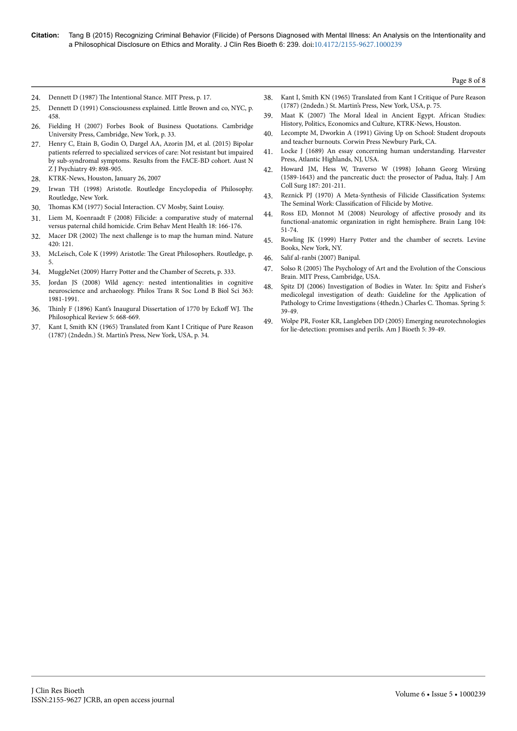24. Dennett D (1987) The Intentional Stance. MIT Press, p. 17.
25. Dennett D (1991) Consciousness explained. Little Brown and co, NYC, p. 458.
26. Fielding H (2007) Forbes Book of Business Quotations. Cambridge University Press, Cambridge, New York, p. 33.
27. Henry C, Etain B, Godin O, Dargel AA, Azorin JM, et al. (2015) Bipolar patients referred to specialized services of care: Not resistant but impaired by sub-syndromal symptoms. Results from the FACE-BD cohort. Aust N Z J Psychiatry 49: 898-905.
28. KTRK-News, Houston, January 26, 2007
29. Irwan TH (1998) Aristotle. Routledge Encyclopedia of Philosophy. Routledge, New York.
30. Thomas KM (1977) Social Interaction. CV Mosby, Saint Louisy.
31. Liem M, Koenraadt F (2008) Filicide: a comparative study of maternal versus paternal child homicide. Crim Behav Ment Health 18: 166-176.
32. Macer DR (2002) The next challenge is to map the human mind. Nature 420: 121.
33. McLeisch, Cole K (1999) Aristotle: The Great Philosophers. Routledge, p. 5.
34. MuggleNet (2009) Harry Potter and the Chamber of Secrets, p. 333.
35. Jordan JS (2008) Wild agency: nested intentionalities in cognitive neuroscience and archaeology. Philos Trans R Soc Lond B Biol Sci 363: 1981-1991.
36. Thinly F (1896) Kant's Inaugural Dissertation of 1770 by Eckoff WJ. The Philosophical Review 5: 668-669.
37. Kant I, Smith KN (1965) Translated from Kant I Critique of Pure Reason (1787) (2ndedn.) St. Martin's Press, New York, USA, p. 34.
38. Kant I, Smith KN (1965) Translated from Kant I Critique of Pure Reason (1787) (2ndedn.) St. Martin's Press, New York, USA, p. 75.
39. Maat K (2007) The Moral Ideal in Ancient Egypt. African Studies: History, Politics, Economics and Culture, KTRK-News, Houston.
40. Lecompte M, Dworkin A (1991) Giving Up on School: Student dropouts and teacher burnouts. Corwin Press Newbury Park, CA.
41. Locke J (1689) An essay concerning human understanding. Harvester Press, Atlantic Highlands, NJ, USA.
42. Howard JM, Hess W, Traverso W (1998) Johann Georg Wirsüng (1589-1643) and the pancreatic duct: the prosector of Padua, Italy. J Am Coll Surg 187: 201-211.
43. Reznick PJ (1970) A Meta-Synthesis of Filicide Classification Systems: The Seminal Work: Classification of Filicide by Motive.
44. Ross ED, Monnot M (2008) Neurology of affective prosody and its functional-anatomic organization in right hemisphere. Brain Lang 104: 51-74.
45. Rowling JK (1999) Harry Potter and the chamber of secrets. Levine Books, New York, NY.
46. Salif al-ranbi (2007) Banipal.
47. Solso R (2005) The Psychology of Art and the Evolution of the Conscious Brain. MIT Press, Cambridge, USA.
48. Spitz DJ (2006) Investigation of Bodies in Water. In: Spitz and Fisher's medicolegal investigation of death: Guideline for the Application of Pathology to Crime Investigations (4thedn.) Charles C. Thomas. Spring 5: 39-49.
49. Wolpe PR, Foster KR, Langleben DD (2005) Emerging neurotechnologies for lie-detection: promises and perils. Am J Bioeth 5: 39-49.